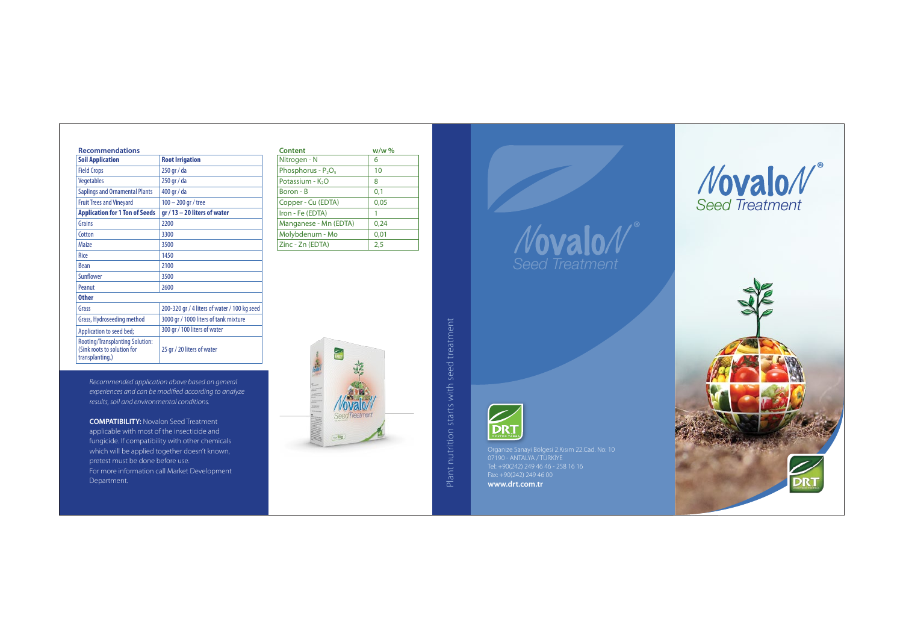## Recommendations

| Soil Application | Root Irrigation |
|---|---|
| Field Crops | 250 gr / da |
| Vegetables | 250 gr / da |
| Saplings and Ornamental Plants | 400 gr / da |
| Fruit Trees and Vineyard | 100 – 200 gr / tree |
| **Application for 1 Ton of Seeds** | **gr / 13 – 20 liters of water** |
| Grains | 2200 |
| Cotton | 3300 |
| Maize | 3500 |
| Rice | 1450 |
| Bean | 2100 |
| Sunflower | 3500 |
| Peanut | 2600 |
| **Other** | |
| Grass | 200-320 gr / 4 liters of water / 100 kg seed |
| Grass, Hydroseeding method | 3000 gr / 1000 liters of tank mixture |
| Application to seed bed; | 300 gr / 100 liters of water |
| Rooting/Transplanting Solution: (Sink roots to solution for transplanting.) | 25 gr / 20 liters of water |

*Recommended application above based on general experiences and can be modified according to analyze results, soil and environmental conditions.*

**COMPATIBILITY:** Novalon Seed Treatment applicable with most of the insecticide and fungicide. If compatibility with other chemicals which will be applied together doesn't known, pretest must be done before use.
For more information call Market Development Department.

| Content | w/w % |
|---|---|
| Nitrogen - N | 6 |
| Phosphorus - $P_2O_5$ | 10 |
| Potassium - $K_2O$ | 8 |
| Boron - B | 0,1 |
| Copper - Cu (EDTA) | 0,05 |
| Iron - Fe (EDTA) | 1 |
| Manganese - Mn (EDTA) | 0,24 |
| Molybdenum - Mo | 0,01 |
| Zinc - Zn (EDTA) | 2,5 |

Plant nutrition starts with seed treatment

# Novalon®
## Seed Treatment

DRT

Organize Sanayi Bölgesi 2.Kısım 22.Cad. No: 10
07190 - ANTALYA / TÜRKİYE
Tel: +90(242) 249 46 46 - 258 16 16
Fax: +90(242) 249 46 00
**www.drt.com.tr**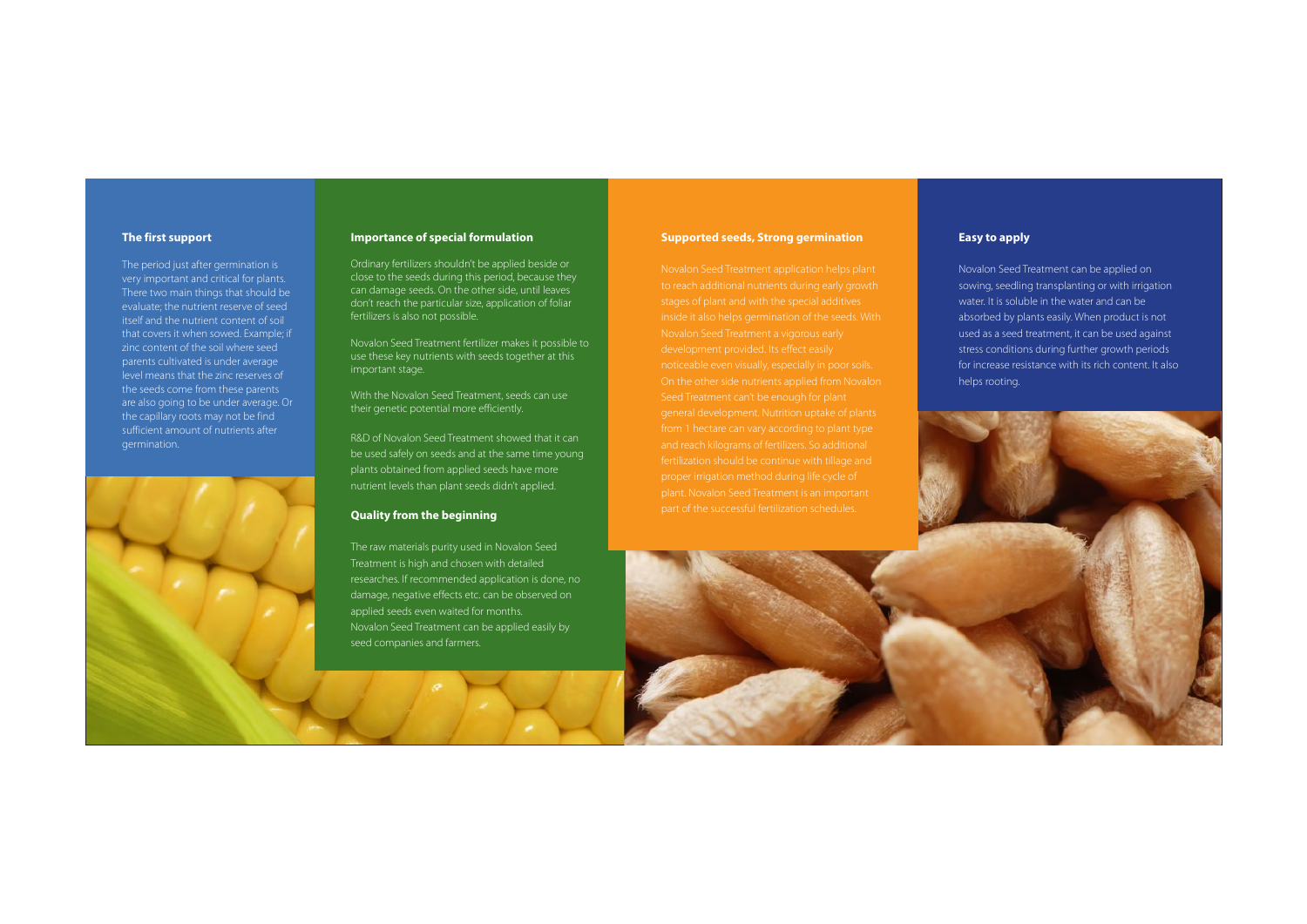## The first support

The period just after germination is very important and critical for plants. There two main things that should be evaluate; the nutrient reserve of seed itself and the nutrient content of soil that covers it when sowed. Example; if zinc content of the soil where seed parents cultivated is under average level means that the zinc reserves of the seeds come from these parents are also going to be under average. Or the capillary roots may not be find sufficient amount of nutrients after germination.

## Importance of special formulation

Ordinary fertilizers shouldn't be applied beside or close to the seeds during this period, because they can damage seeds. On the other side, until leaves don't reach the particular size, application of foliar fertilizers is also not possible.

Novalon Seed Treatment fertilizer makes it possible to use these key nutrients with seeds together at this important stage.

With the Novalon Seed Treatment, seeds can use their genetic potential more efficiently.

R&D of Novalon Seed Treatment showed that it can be used safely on seeds and at the same time young plants obtained from applied seeds have more nutrient levels than plant seeds didn't applied.

## Quality from the beginning

The raw materials purity used in Novalon Seed Treatment is high and chosen with detailed researches. If recommended application is done, no damage, negative effects etc. can be observed on applied seeds even waited for months.
Novalon Seed Treatment can be applied easily by seed companies and farmers.

## Supported seeds, Strong germination

Novalon Seed Treatment application helps plant to reach additional nutrients during early growth stages of plant and with the special additives inside it also helps germination of the seeds. With Novalon Seed Treatment a vigorous early development provided. Its effect easily noticeable even visually, especially in poor soils. On the other side nutrients applied from Novalon Seed Treatment can't be enough for plant general development. Nutrition uptake of plants from 1 hectare can vary according to plant type and reach kilograms of fertilizers. So additional fertilization should be continue with tillage and proper irrigation method during life cycle of plant. Novalon Seed Treatment is an important part of the successful fertilization schedules.

## Easy to apply

Novalon Seed Treatment can be applied on sowing, seedling transplanting or with irrigation water. It is soluble in the water and can be absorbed by plants easily. When product is not used as a seed treatment, it can be used against stress conditions during further growth periods for increase resistance with its rich content. It also helps rooting.